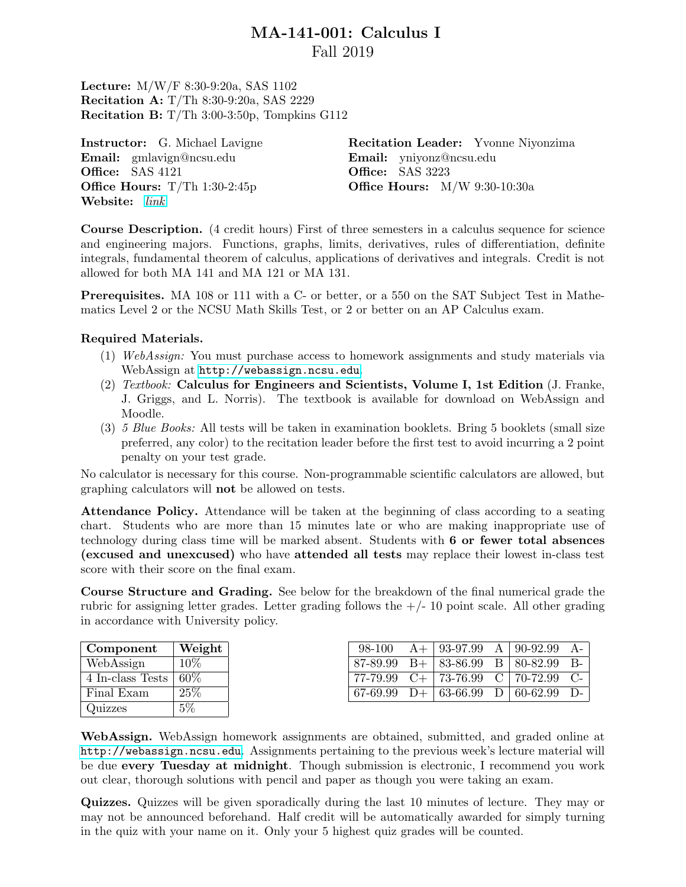# MA-141-001: Calculus I

Fall 2019

**Lecture:** M/W/F 8:30-9:20a, SAS 1102
**Recitation A:** T/Th 8:30-9:20a, SAS 2229
**Recitation B:** T/Th 3:00-3:50p, Tompkins G112

**Instructor:** G. Michael Lavigne
**Email:** gmlavign@ncsu.edu
**Office:** SAS 4121
**Office Hours:** T/Th 1:30-2:45p
**Website:** *link*

**Recitation Leader:** Yvonne Niyonzima
**Email:** yniyonz@ncsu.edu
**Office:** SAS 3223
**Office Hours:** M/W 9:30-10:30a

**Course Description.** (4 credit hours) First of three semesters in a calculus sequence for science and engineering majors. Functions, graphs, limits, derivatives, rules of differentiation, definite integrals, fundamental theorem of calculus, applications of derivatives and integrals. Credit is not allowed for both MA 141 and MA 121 or MA 131.

**Prerequisites.** MA 108 or 111 with a C- or better, or a 550 on the SAT Subject Test in Mathematics Level 2 or the NCSU Math Skills Test, or 2 or better on an AP Calculus exam.

**Required Materials.**

(1) *WebAssign:* You must purchase access to homework assignments and study materials via WebAssign at `http://webassign.ncsu.edu`.

(2) *Textbook:* **Calculus for Engineers and Scientists, Volume I, 1st Edition** (J. Franke, J. Griggs, and L. Norris). The textbook is available for download on WebAssign and Moodle.

(3) *5 Blue Books:* All tests will be taken in examination booklets. Bring 5 booklets (small size preferred, any color) to the recitation leader before the first test to avoid incurring a 2 point penalty on your test grade.

No calculator is necessary for this course. Non-programmable scientific calculators are allowed, but graphing calculators will **not** be allowed on tests.

**Attendance Policy.** Attendance will be taken at the beginning of class according to a seating chart. Students who are more than 15 minutes late or who are making inappropriate use of technology during class time will be marked absent. Students with **6 or fewer total absences (excused and unexcused)** who have **attended all tests** may replace their lowest in-class test score with their score on the final exam.

**Course Structure and Grading.** See below for the breakdown of the final numerical grade the rubric for assigning letter grades. Letter grading follows the +/- 10 point scale. All other grading in accordance with University policy.

| Component | Weight |
|---|---|
| WebAssign | 10% |
| 4 In-class Tests | 60% |
| Final Exam | 25% |
| Quizzes | 5% |

| | | | | | |
|---|---|---|---|---|---|
| 98-100 | A+ | 93-97.99 | A | 90-92.99 | A- |
| 87-89.99 | B+ | 83-86.99 | B | 80-82.99 | B- |
| 77-79.99 | C+ | 73-76.99 | C | 70-72.99 | C- |
| 67-69.99 | D+ | 63-66.99 | D | 60-62.99 | D- |

**WebAssign.** WebAssign homework assignments are obtained, submitted, and graded online at `http://webassign.ncsu.edu`. Assignments pertaining to the previous week's lecture material will be due **every Tuesday at midnight**. Though submission is electronic, I recommend you work out clear, thorough solutions with pencil and paper as though you were taking an exam.

**Quizzes.** Quizzes will be given sporadically during the last 10 minutes of lecture. They may or may not be announced beforehand. Half credit will be automatically awarded for simply turning in the quiz with your name on it. Only your 5 highest quiz grades will be counted.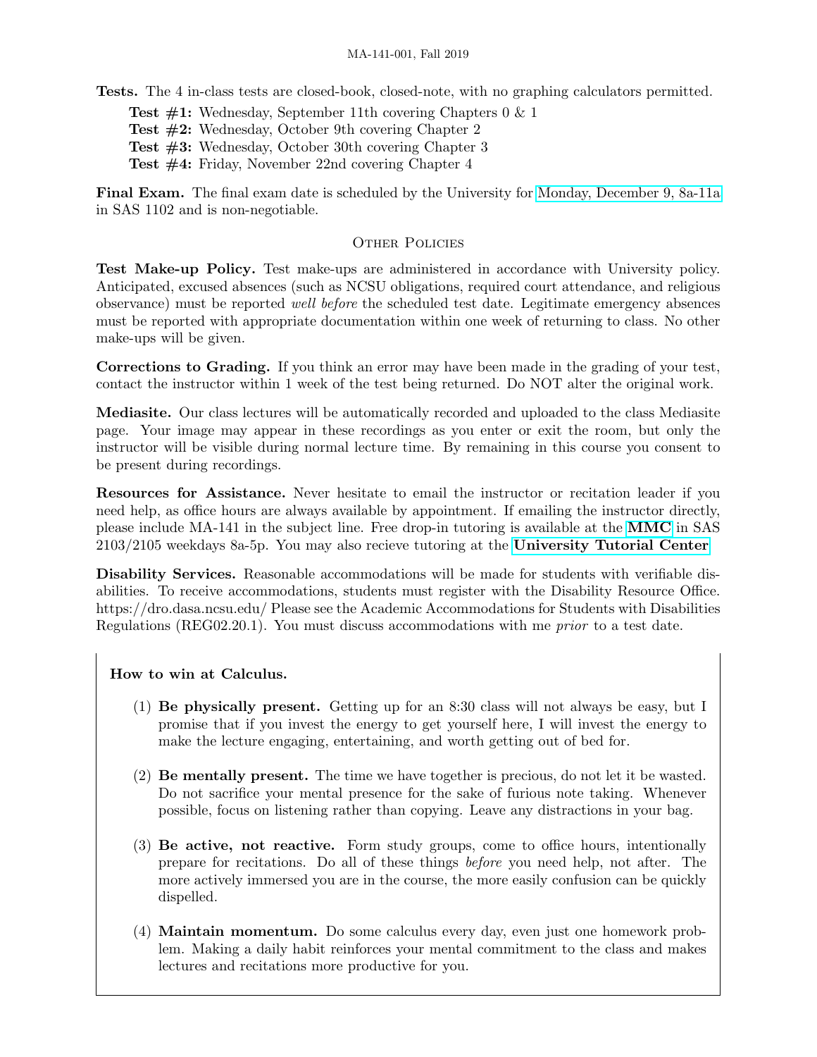**Tests.** The 4 in-class tests are closed-book, closed-note, with no graphing calculators permitted.

- **Test #1:** Wednesday, September 11th covering Chapters 0 & 1
- **Test #2:** Wednesday, October 9th covering Chapter 2
- **Test #3:** Wednesday, October 30th covering Chapter 3
- **Test #4:** Friday, November 22nd covering Chapter 4

**Final Exam.** The final exam date is scheduled by the University for Monday, December 9, 8a-11a in SAS 1102 and is non-negotiable.

## Other Policies

**Test Make-up Policy.** Test make-ups are administered in accordance with University policy. Anticipated, excused absences (such as NCSU obligations, required court attendance, and religious observance) must be reported *well before* the scheduled test date. Legitimate emergency absences must be reported with appropriate documentation within one week of returning to class. No other make-ups will be given.

**Corrections to Grading.** If you think an error may have been made in the grading of your test, contact the instructor within 1 week of the test being returned. Do NOT alter the original work.

**Mediasite.** Our class lectures will be automatically recorded and uploaded to the class Mediasite page. Your image may appear in these recordings as you enter or exit the room, but only the instructor will be visible during normal lecture time. By remaining in this course you consent to be present during recordings.

**Resources for Assistance.** Never hesitate to email the instructor or recitation leader if you need help, as office hours are always available by appointment. If emailing the instructor directly, please include MA-141 in the subject line. Free drop-in tutoring is available at the **MMC** in SAS 2103/2105 weekdays 8a-5p. You may also recieve tutoring at the **University Tutorial Center**.

**Disability Services.** Reasonable accommodations will be made for students with verifiable disabilities. To receive accommodations, students must register with the Disability Resource Office. https://dro.dasa.ncsu.edu/ Please see the Academic Accommodations for Students with Disabilities Regulations (REG02.20.1). You must discuss accommodations with me *prior* to a test date.

**How to win at Calculus.**

(1) **Be physically present.** Getting up for an 8:30 class will not always be easy, but I promise that if you invest the energy to get yourself here, I will invest the energy to make the lecture engaging, entertaining, and worth getting out of bed for.

(2) **Be mentally present.** The time we have together is precious, do not let it be wasted. Do not sacrifice your mental presence for the sake of furious note taking. Whenever possible, focus on listening rather than copying. Leave any distractions in your bag.

(3) **Be active, not reactive.** Form study groups, come to office hours, intentionally prepare for recitations. Do all of these things *before* you need help, not after. The more actively immersed you are in the course, the more easily confusion can be quickly dispelled.

(4) **Maintain momentum.** Do some calculus every day, even just one homework problem. Making a daily habit reinforces your mental commitment to the class and makes lectures and recitations more productive for you.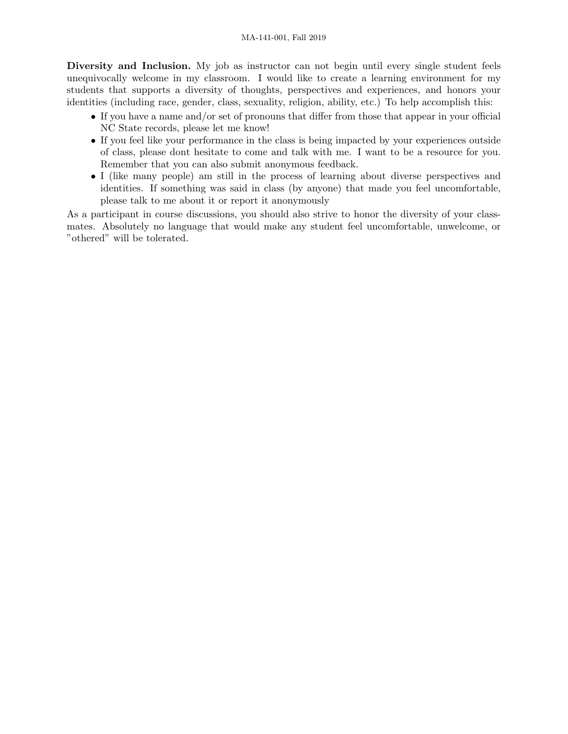**Diversity and Inclusion.** My job as instructor can not begin until every single student feels unequivocally welcome in my classroom. I would like to create a learning environment for my students that supports a diversity of thoughts, perspectives and experiences, and honors your identities (including race, gender, class, sexuality, religion, ability, etc.) To help accomplish this:

- If you have a name and/or set of pronouns that differ from those that appear in your official NC State records, please let me know!
- If you feel like your performance in the class is being impacted by your experiences outside of class, please dont hesitate to come and talk with me. I want to be a resource for you. Remember that you can also submit anonymous feedback.
- I (like many people) am still in the process of learning about diverse perspectives and identities. If something was said in class (by anyone) that made you feel uncomfortable, please talk to me about it or report it anonymously

As a participant in course discussions, you should also strive to honor the diversity of your classmates. Absolutely no language that would make any student feel uncomfortable, unwelcome, or "othered" will be tolerated.